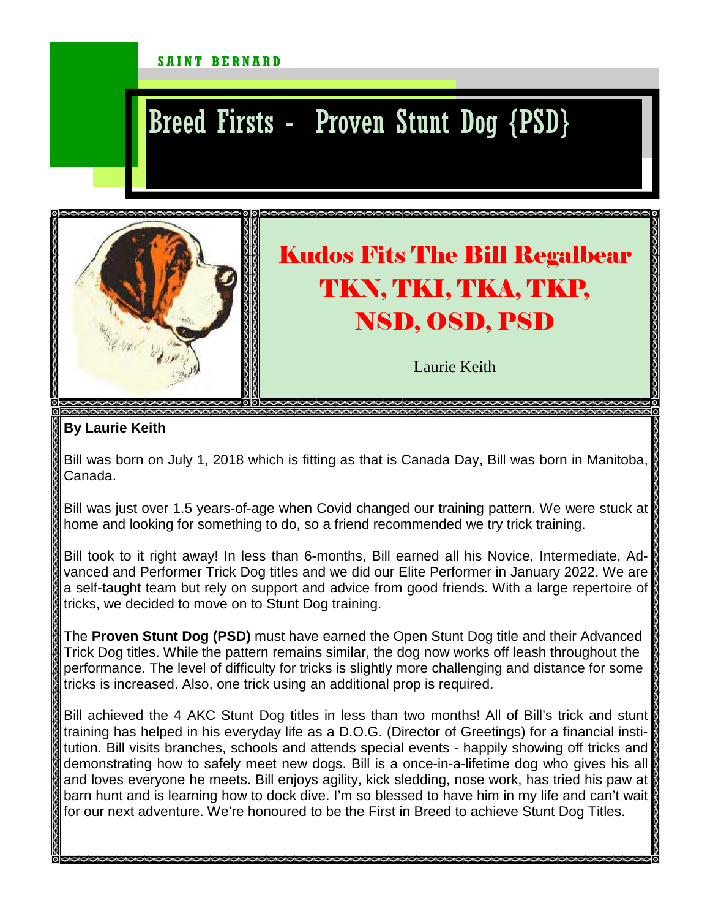SAINT BERNARD

# Breed Firsts - Proven Stunt Dog {PSD}

## Kudos Fits The Bill Regalbear TKN, TKI, TKA, TKP, NSD, OSD, PSD

Laurie Keith

**By Laurie Keith**

Bill was born on July 1, 2018 which is fitting as that is Canada Day, Bill was born in Manitoba, Canada.

Bill was just over 1.5 years-of-age when Covid changed our training pattern. We were stuck at home and looking for something to do, so a friend recommended we try trick training.

Bill took to it right away! In less than 6-months, Bill earned all his Novice, Intermediate, Advanced and Performer Trick Dog titles and we did our Elite Performer in January 2022. We are a self-taught team but rely on support and advice from good friends. With a large repertoire of tricks, we decided to move on to Stunt Dog training.

The **Proven Stunt Dog (PSD)** must have earned the Open Stunt Dog title and their Advanced Trick Dog titles. While the pattern remains similar, the dog now works off leash throughout the performance. The level of difficulty for tricks is slightly more challenging and distance for some tricks is increased. Also, one trick using an additional prop is required.

Bill achieved the 4 AKC Stunt Dog titles in less than two months! All of Bill's trick and stunt training has helped in his everyday life as a D.O.G. (Director of Greetings) for a financial institution. Bill visits branches, schools and attends special events - happily showing off tricks and demonstrating how to safely meet new dogs. Bill is a once-in-a-lifetime dog who gives his all and loves everyone he meets. Bill enjoys agility, kick sledding, nose work, has tried his paw at barn hunt and is learning how to dock dive. I'm so blessed to have him in my life and can't wait for our next adventure. We're honoured to be the First in Breed to achieve Stunt Dog Titles.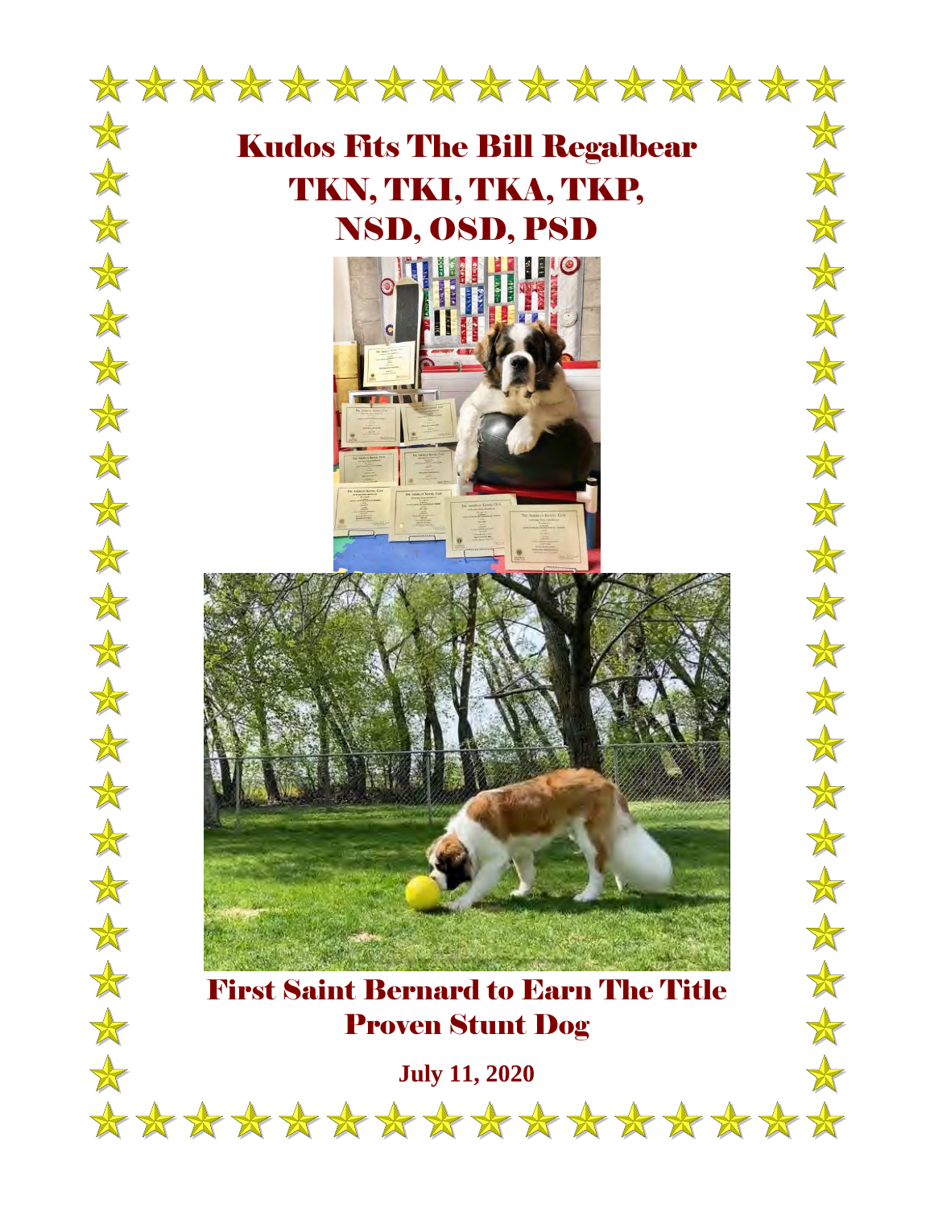# Kudos Fits The Bill Regalbear TKN, TKI, TKA, TKP, NSD, OSD, PSD

## First Saint Bernard to Earn The Title Proven Stunt Dog

**July 11, 2020**